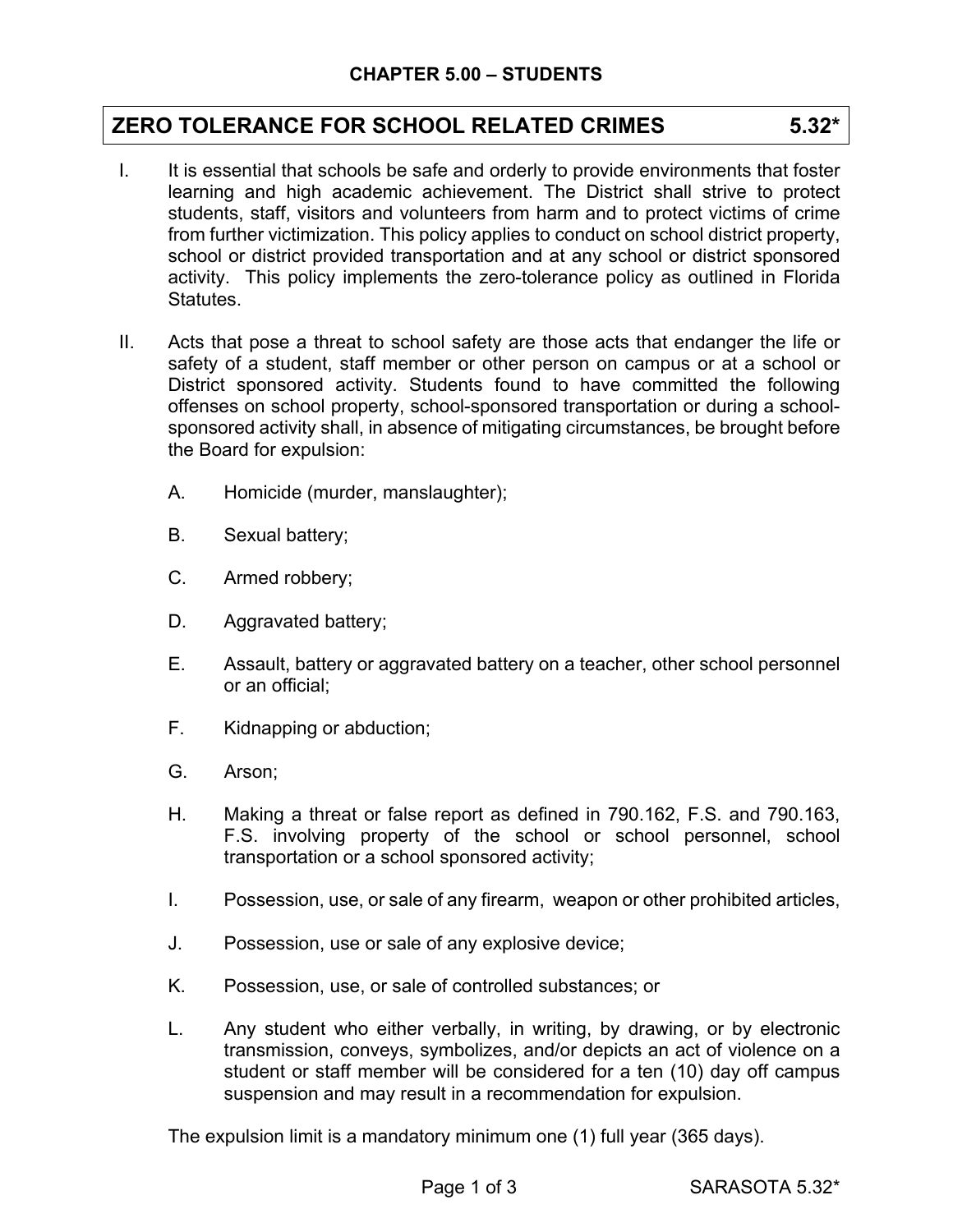## CHAPTER 5.00 – STUDENTS

# ZERO TOLERANCE FOR SCHOOL RELATED CRIMES 5.32*

I. It is essential that schools be safe and orderly to provide environments that foster learning and high academic achievement. The District shall strive to protect students, staff, visitors and volunteers from harm and to protect victims of crime from further victimization. This policy applies to conduct on school district property, school or district provided transportation and at any school or district sponsored activity. This policy implements the zero-tolerance policy as outlined in Florida Statutes.

II. Acts that pose a threat to school safety are those acts that endanger the life or safety of a student, staff member or other person on campus or at a school or District sponsored activity. Students found to have committed the following offenses on school property, school-sponsored transportation or during a school-sponsored activity shall, in absence of mitigating circumstances, be brought before the Board for expulsion:

   A. Homicide (murder, manslaughter);

   B. Sexual battery;

   C. Armed robbery;

   D. Aggravated battery;

   E. Assault, battery or aggravated battery on a teacher, other school personnel or an official;

   F. Kidnapping or abduction;

   G. Arson;

   H. Making a threat or false report as defined in 790.162, F.S. and 790.163, F.S. involving property of the school or school personnel, school transportation or a school sponsored activity;

   I. Possession, use, or sale of any firearm, weapon or other prohibited articles,

   J. Possession, use or sale of any explosive device;

   K. Possession, use, or sale of controlled substances; or

   L. Any student who either verbally, in writing, by drawing, or by electronic transmission, conveys, symbolizes, and/or depicts an act of violence on a student or staff member will be considered for a ten (10) day off campus suspension and may result in a recommendation for expulsion.

   The expulsion limit is a mandatory minimum one (1) full year (365 days).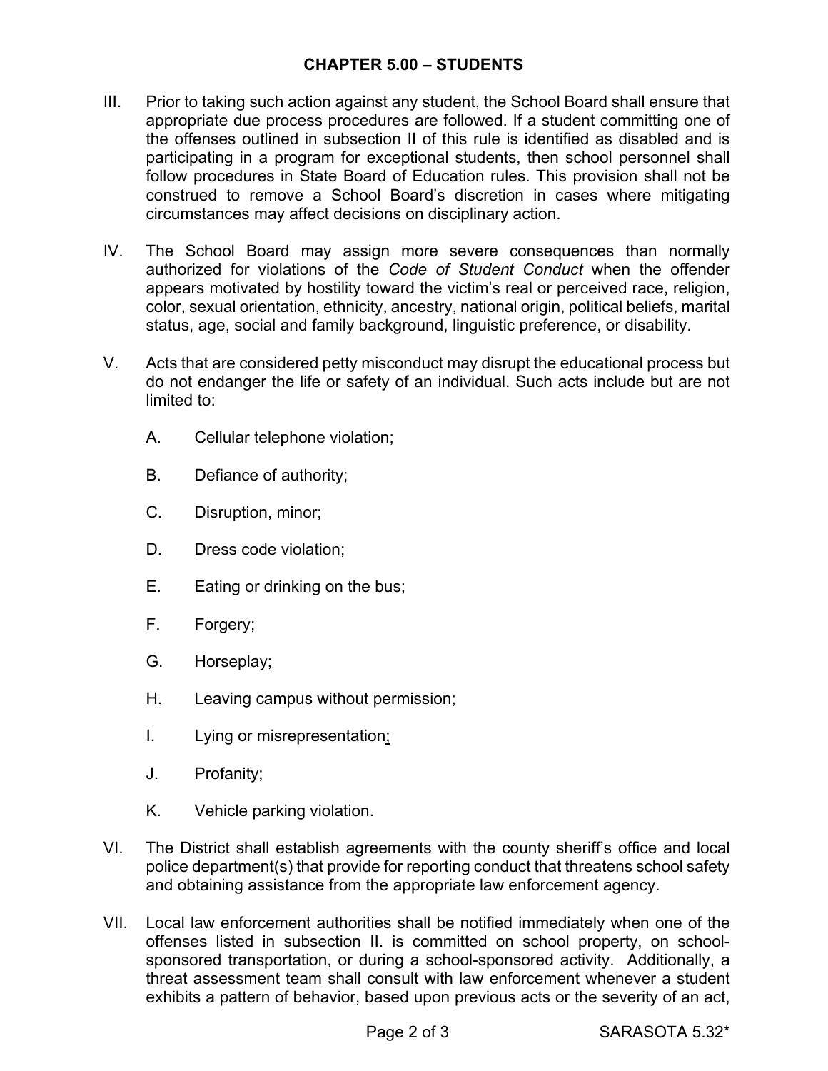## CHAPTER 5.00 – STUDENTS

III. Prior to taking such action against any student, the School Board shall ensure that appropriate due process procedures are followed. If a student committing one of the offenses outlined in subsection II of this rule is identified as disabled and is participating in a program for exceptional students, then school personnel shall follow procedures in State Board of Education rules. This provision shall not be construed to remove a School Board's discretion in cases where mitigating circumstances may affect decisions on disciplinary action.

IV. The School Board may assign more severe consequences than normally authorized for violations of the *Code of Student Conduct* when the offender appears motivated by hostility toward the victim's real or perceived race, religion, color, sexual orientation, ethnicity, ancestry, national origin, political beliefs, marital status, age, social and family background, linguistic preference, or disability.

V. Acts that are considered petty misconduct may disrupt the educational process but do not endanger the life or safety of an individual. Such acts include but are not limited to:

   A. Cellular telephone violation;

   B. Defiance of authority;

   C. Disruption, minor;

   D. Dress code violation;

   E. Eating or drinking on the bus;

   F. Forgery;

   G. Horseplay;

   H. Leaving campus without permission;

   I. Lying or misrepresentation;

   J. Profanity;

   K. Vehicle parking violation.

VI. The District shall establish agreements with the county sheriff's office and local police department(s) that provide for reporting conduct that threatens school safety and obtaining assistance from the appropriate law enforcement agency.

VII. Local law enforcement authorities shall be notified immediately when one of the offenses listed in subsection II. is committed on school property, on school-sponsored transportation, or during a school-sponsored activity. Additionally, a threat assessment team shall consult with law enforcement whenever a student exhibits a pattern of behavior, based upon previous acts or the severity of an act,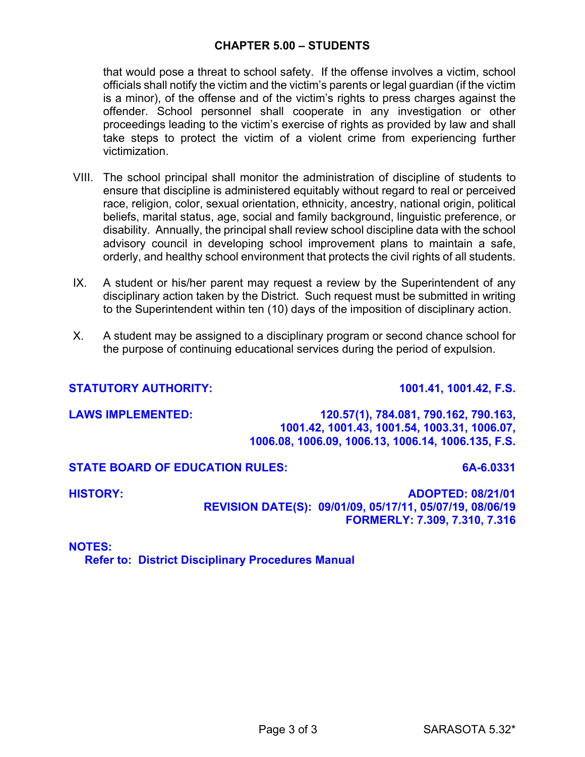that would pose a threat to school safety. If the offense involves a victim, school officials shall notify the victim and the victim's parents or legal guardian (if the victim is a minor), of the offense and of the victim's rights to press charges against the offender. School personnel shall cooperate in any investigation or other proceedings leading to the victim's exercise of rights as provided by law and shall take steps to protect the victim of a violent crime from experiencing further victimization.

VIII. The school principal shall monitor the administration of discipline of students to ensure that discipline is administered equitably without regard to real or perceived race, religion, color, sexual orientation, ethnicity, ancestry, national origin, political beliefs, marital status, age, social and family background, linguistic preference, or disability. Annually, the principal shall review school discipline data with the school advisory council in developing school improvement plans to maintain a safe, orderly, and healthy school environment that protects the civil rights of all students.

IX. A student or his/her parent may request a review by the Superintendent of any disciplinary action taken by the District. Such request must be submitted in writing to the Superintendent within ten (10) days of the imposition of disciplinary action.

X. A student may be assigned to a disciplinary program or second chance school for the purpose of continuing educational services during the period of expulsion.

**STATUTORY AUTHORITY:** **1001.41, 1001.42, F.S.**

**LAWS IMPLEMENTED:** **120.57(1), 784.081, 790.162, 790.163, 1001.42, 1001.43, 1001.54, 1003.31, 1006.07, 1006.08, 1006.09, 1006.13, 1006.14, 1006.135, F.S.**

**STATE BOARD OF EDUCATION RULES:** **6A-6.0331**

**HISTORY:** **ADOPTED: 08/21/01**
**REVISION DATE(S): 09/01/09, 05/17/11, 05/07/19, 08/06/19**
**FORMERLY: 7.309, 7.310, 7.316**

**NOTES:**
**Refer to: District Disciplinary Procedures Manual**